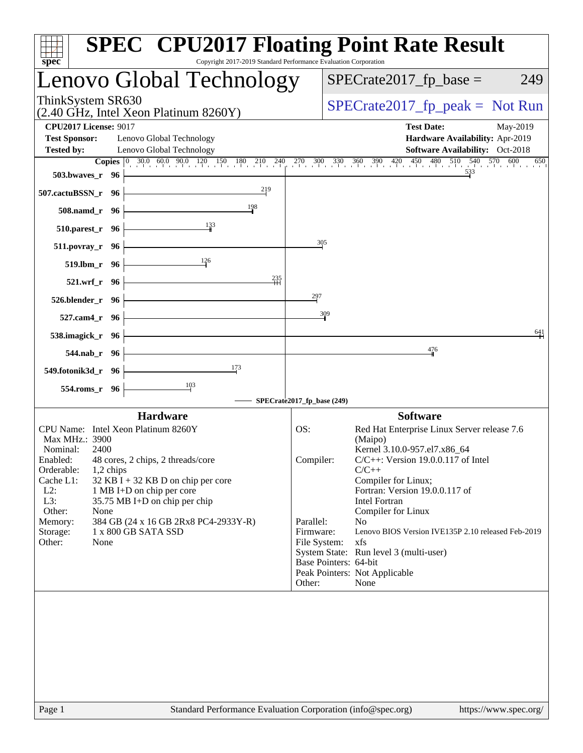# SPEC CPU2017 Floating Point Rate Result

Copyright 2017-2019 Standard Performance Evaluation Corporation

## Lenovo Global Technology

ThinkSystem SR630
(2.40 GHz, Intel Xeon Platinum 8260Y)

SPECrate2017_fp_base = 249

SPECrate2017_fp_peak = Not Run

**CPU2017 License:** 9017
**Test Sponsor:** Lenovo Global Technology
**Tested by:** Lenovo Global Technology

**Test Date:** May-2019
**Hardware Availability:** Apr-2019
**Software Availability:** Oct-2018

| Benchmark | Copies | SPECrate2017_fp_base |
|---|---|---|
| 503.bwaves_r | 96 | 533 |
| 507.cactuBSSN_r | 96 | 219 |
| 508.namd_r | 96 | 198 |
| 510.parest_r | 96 | 133 |
| 511.povray_r | 96 | 305 |
| 519.lbm_r | 96 | 126 |
| 521.wrf_r | 96 | 235 |
| 526.blender_r | 96 | 297 |
| 527.cam4_r | 96 | 309 |
| 538.imagick_r | 96 | 641 |
| 544.nab_r | 96 | 476 |
| 549.fotonik3d_r | 96 | 173 |
| 554.roms_r | 96 | 103 |

SPECrate2017_fp_base (249)

### Hardware

| | |
|---|---|
| CPU Name: | Intel Xeon Platinum 8260Y |
| Max MHz.: | 3900 |
| Nominal: | 2400 |
| Enabled: | 48 cores, 2 chips, 2 threads/core |
| Orderable: | 1,2 chips |
| Cache L1: | 32 KB I + 32 KB D on chip per core |
| L2: | 1 MB I+D on chip per core |
| L3: | 35.75 MB I+D on chip per chip |
| Other: | None |
| Memory: | 384 GB (24 x 16 GB 2Rx8 PC4-2933Y-R) |
| Storage: | 1 x 800 GB SATA SSD |
| Other: | None |

### Software

| | |
|---|---|
| OS: | Red Hat Enterprise Linux Server release 7.6 (Maipo) Kernel 3.10.0-957.el7.x86_64 |
| Compiler: | C/C++: Version 19.0.0.117 of Intel C/C++ Compiler for Linux; Fortran: Version 19.0.0.117 of Intel Fortran Compiler for Linux |
| Parallel: | No |
| Firmware: | Lenovo BIOS Version IVE135P 2.10 released Feb-2019 |
| File System: | xfs |
| System State: | Run level 3 (multi-user) |
| Base Pointers: | 64-bit |
| Peak Pointers: | Not Applicable |
| Other: | None |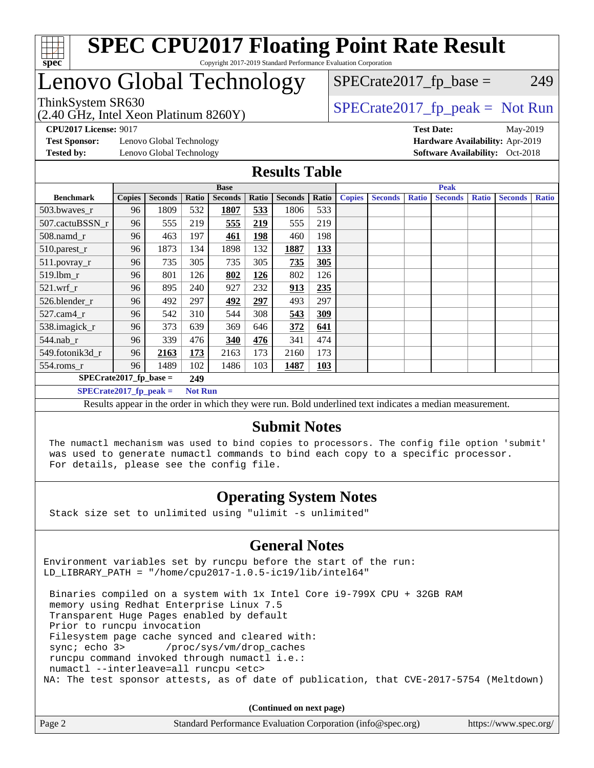# SPEC CPU2017 Floating Point Rate Result

Copyright 2017-2019 Standard Performance Evaluation Corporation

# Lenovo Global Technology

ThinkSystem SR630
(2.40 GHz, Intel Xeon Platinum 8260Y)

SPECrate2017_fp_base = 249

SPECrate2017_fp_peak = Not Run

**CPU2017 License:** 9017
**Test Sponsor:** Lenovo Global Technology
**Tested by:** Lenovo Global Technology

**Test Date:** May-2019
**Hardware Availability:** Apr-2019
**Software Availability:** Oct-2018

## Results Table

| Benchmark | Base | | | | | | | Peak | | | | | | |
|---|---|---|---|---|---|---|---|---|---|---|---|---|---|---|
| | Copies | Seconds | Ratio | Seconds | Ratio | Seconds | Ratio | Copies | Seconds | Ratio | Seconds | Ratio | Seconds | Ratio |
| 503.bwaves_r | 96 | 1809 | 532 | **1807** | **533** | 1806 | 533 | | | | | | | |
| 507.cactuBSSN_r | 96 | 555 | 219 | **555** | **219** | 555 | 219 | | | | | | | |
| 508.namd_r | 96 | 463 | 197 | **461** | **198** | 460 | 198 | | | | | | | |
| 510.parest_r | 96 | 1873 | 134 | 1898 | 132 | **1887** | **133** | | | | | | | |
| 511.povray_r | 96 | 735 | 305 | 735 | 305 | **735** | **305** | | | | | | | |
| 519.lbm_r | 96 | 801 | 126 | **802** | **126** | 802 | 126 | | | | | | | |
| 521.wrf_r | 96 | 895 | 240 | 927 | 232 | **913** | **235** | | | | | | | |
| 526.blender_r | 96 | 492 | 297 | **492** | **297** | 493 | 297 | | | | | | | |
| 527.cam4_r | 96 | 542 | 310 | 544 | 308 | **543** | **309** | | | | | | | |
| 538.imagick_r | 96 | 373 | 639 | 369 | 646 | **372** | **641** | | | | | | | |
| 544.nab_r | 96 | 339 | 476 | **340** | **476** | 341 | 474 | | | | | | | |
| 549.fotonik3d_r | 96 | **2163** | **173** | 2163 | 173 | 2160 | 173 | | | | | | | |
| 554.roms_r | 96 | 1489 | 102 | 1486 | 103 | **1487** | **103** | | | | | | | |

**SPECrate2017_fp_base = 249**

**SPECrate2017_fp_peak = Not Run**

Results appear in the order in which they were run. Bold underlined text indicates a median measurement.

## Submit Notes

```
The numactl mechanism was used to bind copies to processors. The config file option 'submit'
was used to generate numactl commands to bind each copy to a specific processor.
For details, please see the config file.
```

## Operating System Notes

```
Stack size set to unlimited using "ulimit -s unlimited"
```

## General Notes

```
Environment variables set by runcpu before the start of the run:
LD_LIBRARY_PATH = "/home/cpu2017-1.0.5-ic19/lib/intel64"

 Binaries compiled on a system with 1x Intel Core i9-799X CPU + 32GB RAM
 memory using Redhat Enterprise Linux 7.5
 Transparent Huge Pages enabled by default
 Prior to runcpu invocation
 Filesystem page cache synced and cleared with:
 sync; echo 3>       /proc/sys/vm/drop_caches
 runcpu command invoked through numactl i.e.:
 numactl --interleave=all runcpu <etc>
NA: The test sponsor attests, as of date of publication, that CVE-2017-5754 (Meltdown)
```

**(Continued on next page)**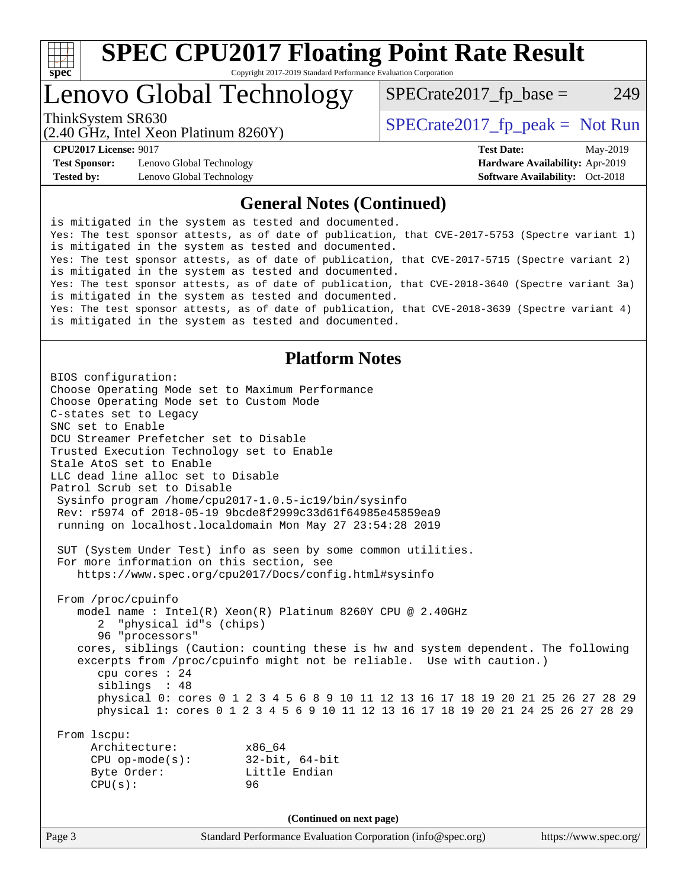# SPEC CPU2017 Floating Point Rate Result

Copyright 2017-2019 Standard Performance Evaluation Corporation

## Lenovo Global Technology

ThinkSystem SR630
(2.40 GHz, Intel Xeon Platinum 8260Y)

SPECrate2017_fp_base = 249

SPECrate2017_fp_peak = Not Run

**CPU2017 License:** 9017
**Test Sponsor:** Lenovo Global Technology
**Tested by:** Lenovo Global Technology

**Test Date:** May-2019
**Hardware Availability:** Apr-2019
**Software Availability:** Oct-2018

### General Notes (Continued)

```
is mitigated in the system as tested and documented.
Yes: The test sponsor attests, as of date of publication, that CVE-2017-5753 (Spectre variant 1)
is mitigated in the system as tested and documented.
Yes: The test sponsor attests, as of date of publication, that CVE-2017-5715 (Spectre variant 2)
is mitigated in the system as tested and documented.
Yes: The test sponsor attests, as of date of publication, that CVE-2018-3640 (Spectre variant 3a)
is mitigated in the system as tested and documented.
Yes: The test sponsor attests, as of date of publication, that CVE-2018-3639 (Spectre variant 4)
is mitigated in the system as tested and documented.
```

### Platform Notes

```
BIOS configuration:
Choose Operating Mode set to Maximum Performance
Choose Operating Mode set to Custom Mode
C-states set to Legacy
SNC set to Enable
DCU Streamer Prefetcher set to Disable
Trusted Execution Technology set to Enable
Stale AtoS set to Enable
LLC dead line alloc set to Disable
Patrol Scrub set to Disable
 Sysinfo program /home/cpu2017-1.0.5-ic19/bin/sysinfo
 Rev: r5974 of 2018-05-19 9bcde8f2999c33d61f64985e45859ea9
 running on localhost.localdomain Mon May 27 23:54:28 2019

 SUT (System Under Test) info as seen by some common utilities.
 For more information on this section, see
    https://www.spec.org/cpu2017/Docs/config.html#sysinfo

 From /proc/cpuinfo
    model name : Intel(R) Xeon(R) Platinum 8260Y CPU @ 2.40GHz
       2  "physical id"s (chips)
       96 "processors"
    cores, siblings (Caution: counting these is hw and system dependent. The following
    excerpts from /proc/cpuinfo might not be reliable.  Use with caution.)
       cpu cores : 24
       siblings  : 48
       physical 0: cores 0 1 2 3 4 5 6 8 9 10 11 12 13 16 17 18 19 20 21 25 26 27 28 29
       physical 1: cores 0 1 2 3 4 5 6 9 10 11 12 13 16 17 18 19 20 21 24 25 26 27 28 29

 From lscpu:
      Architecture:          x86_64
      CPU op-mode(s):        32-bit, 64-bit
      Byte Order:            Little Endian
      CPU(s):                96
```

(Continued on next page)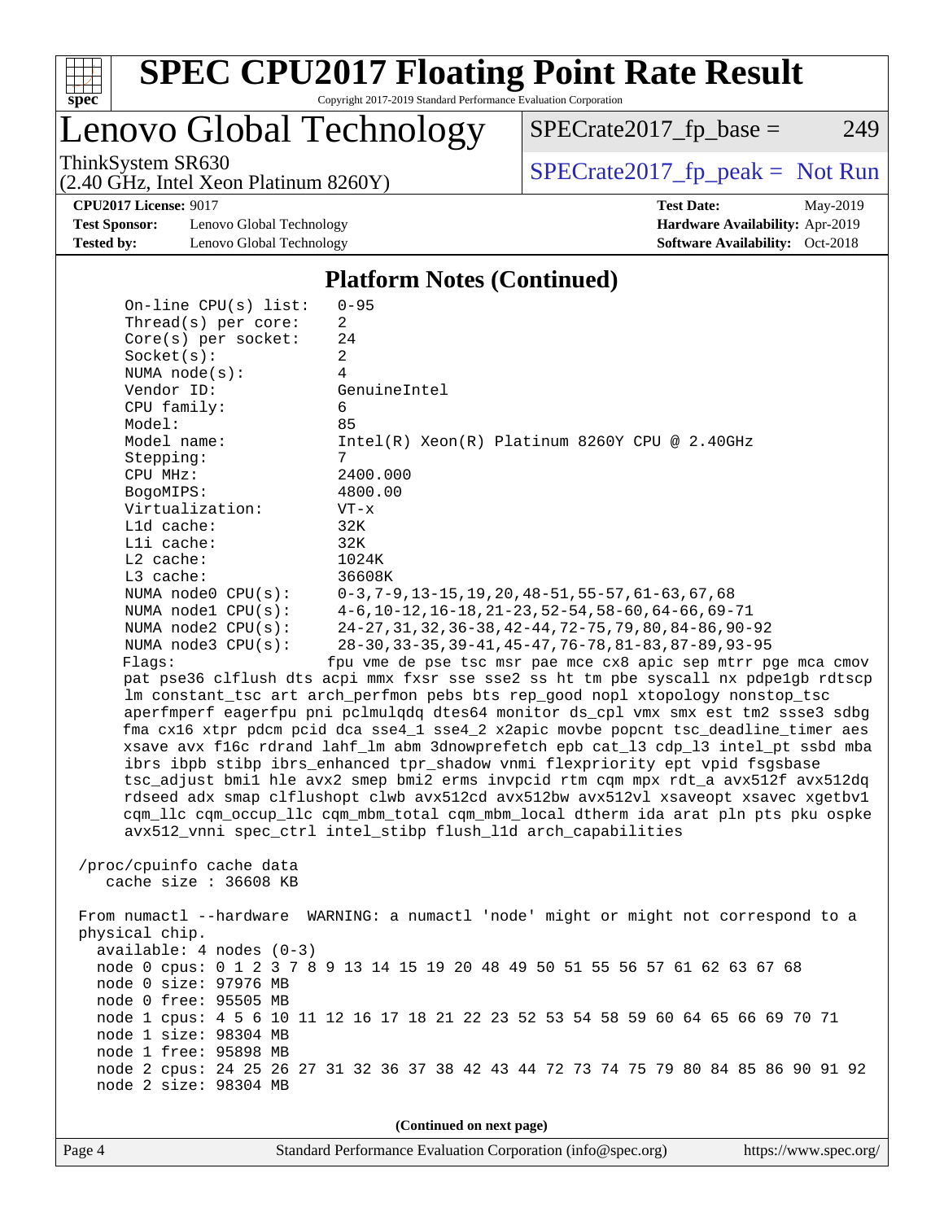# SPEC CPU2017 Floating Point Rate Result

Copyright 2017-2019 Standard Performance Evaluation Corporation

## Lenovo Global Technology

ThinkSystem SR630
(2.40 GHz, Intel Xeon Platinum 8260Y)

SPECrate2017_fp_base = 249

SPECrate2017_fp_peak = Not Run

**CPU2017 License:** 9017
**Test Sponsor:** Lenovo Global Technology
**Tested by:** Lenovo Global Technology

**Test Date:** May-2019
**Hardware Availability:** Apr-2019
**Software Availability:** Oct-2018

### Platform Notes (Continued)

```
    On-line CPU(s) list:   0-95
    Thread(s) per core:    2
    Core(s) per socket:    24
    Socket(s):             2
    NUMA node(s):          4
    Vendor ID:             GenuineIntel
    CPU family:            6
    Model:                 85
    Model name:            Intel(R) Xeon(R) Platinum 8260Y CPU @ 2.40GHz
    Stepping:              7
    CPU MHz:               2400.000
    BogoMIPS:              4800.00
    Virtualization:        VT-x
    L1d cache:             32K
    L1i cache:             32K
    L2 cache:              1024K
    L3 cache:              36608K
    NUMA node0 CPU(s):     0-3,7-9,13-15,19,20,48-51,55-57,61-63,67,68
    NUMA node1 CPU(s):     4-6,10-12,16-18,21-23,52-54,58-60,64-66,69-71
    NUMA node2 CPU(s):     24-27,31,32,36-38,42-44,72-75,79,80,84-86,90-92
    NUMA node3 CPU(s):     28-30,33-35,39-41,45-47,76-78,81-83,87-89,93-95
    Flags:                fpu vme de pse tsc msr pae mce cx8 apic sep mtrr pge mca cmov
    pat pse36 clflush dts acpi mmx fxsr sse sse2 ss ht tm pbe syscall nx pdpe1gb rdtscp
    lm constant_tsc art arch_perfmon pebs bts rep_good nopl xtopology nonstop_tsc
    aperfmperf eagerfpu pni pclmulqdq dtes64 monitor ds_cpl vmx smx est tm2 ssse3 sdbg
    fma cx16 xtpr pdcm pcid dca sse4_1 sse4_2 x2apic movbe popcnt tsc_deadline_timer aes
    xsave avx f16c rdrand lahf_lm abm 3dnowprefetch epb cat_l3 cdp_l3 intel_pt ssbd mba
    ibrs ibpb stibp ibrs_enhanced tpr_shadow vnmi flexpriority ept vpid fsgsbase
    tsc_adjust bmi1 hle avx2 smep bmi2 erms invpcid rtm cqm mpx rdt_a avx512f avx512dq
    rdseed adx smap clflushopt clwb avx512cd avx512bw avx512vl xsaveopt xsavec xgetbv1
    cqm_llc cqm_occup_llc cqm_mbm_total cqm_mbm_local dtherm ida arat pln pts pku ospke
    avx512_vnni spec_ctrl intel_stibp flush_l1d arch_capabilities

 /proc/cpuinfo cache data
    cache size : 36608 KB

 From numactl --hardware  WARNING: a numactl 'node' might or might not correspond to a
 physical chip.
   available: 4 nodes (0-3)
   node 0 cpus: 0 1 2 3 7 8 9 13 14 15 19 20 48 49 50 51 55 56 57 61 62 63 67 68
   node 0 size: 97976 MB
   node 0 free: 95505 MB
   node 1 cpus: 4 5 6 10 11 12 16 17 18 21 22 23 52 53 54 58 59 60 64 65 66 69 70 71
   node 1 size: 98304 MB
   node 1 free: 95898 MB
   node 2 cpus: 24 25 26 27 31 32 36 37 38 42 43 44 72 73 74 75 79 80 84 85 86 90 91 92
   node 2 size: 98304 MB
```

(Continued on next page)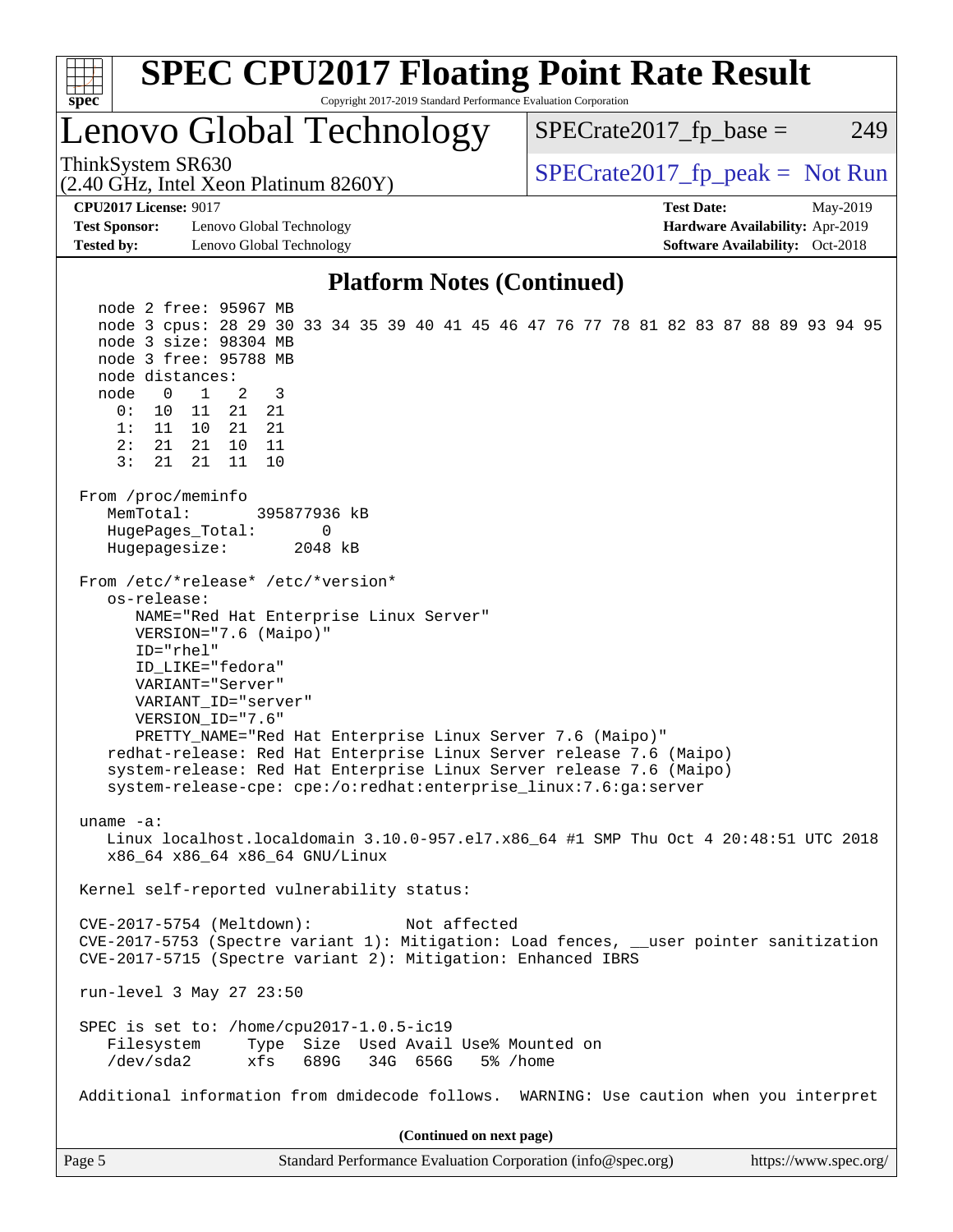## Platform Notes (Continued)

```
   node 2 free: 95967 MB
   node 3 cpus: 28 29 30 33 34 35 39 40 41 45 46 47 76 77 78 81 82 83 87 88 89 93 94 95
   node 3 size: 98304 MB
   node 3 free: 95788 MB
   node distances:
   node   0   1   2   3
     0:  10  11  21  21
     1:  11  10  21  21
     2:  21  21  10  11
     3:  21  21  11  10

 From /proc/meminfo
    MemTotal:       395877936 kB
    HugePages_Total:       0
    Hugepagesize:       2048 kB

 From /etc/*release* /etc/*version*
    os-release:
       NAME="Red Hat Enterprise Linux Server"
       VERSION="7.6 (Maipo)"
       ID="rhel"
       ID_LIKE="fedora"
       VARIANT="Server"
       VARIANT_ID="server"
       VERSION_ID="7.6"
       PRETTY_NAME="Red Hat Enterprise Linux Server 7.6 (Maipo)"
    redhat-release: Red Hat Enterprise Linux Server release 7.6 (Maipo)
    system-release: Red Hat Enterprise Linux Server release 7.6 (Maipo)
    system-release-cpe: cpe:/o:redhat:enterprise_linux:7.6:ga:server

 uname -a:
    Linux localhost.localdomain 3.10.0-957.el7.x86_64 #1 SMP Thu Oct 4 20:48:51 UTC 2018
    x86_64 x86_64 x86_64 GNU/Linux

 Kernel self-reported vulnerability status:

 CVE-2017-5754 (Meltdown):          Not affected
 CVE-2017-5753 (Spectre variant 1): Mitigation: Load fences, __user pointer sanitization
 CVE-2017-5715 (Spectre variant 2): Mitigation: Enhanced IBRS

 run-level 3 May 27 23:50

 SPEC is set to: /home/cpu2017-1.0.5-ic19
    Filesystem     Type  Size  Used Avail Use% Mounted on
    /dev/sda2      xfs   689G   34G  656G   5% /home

 Additional information from dmidecode follows.  WARNING: Use caution when you interpret
```

(Continued on next page)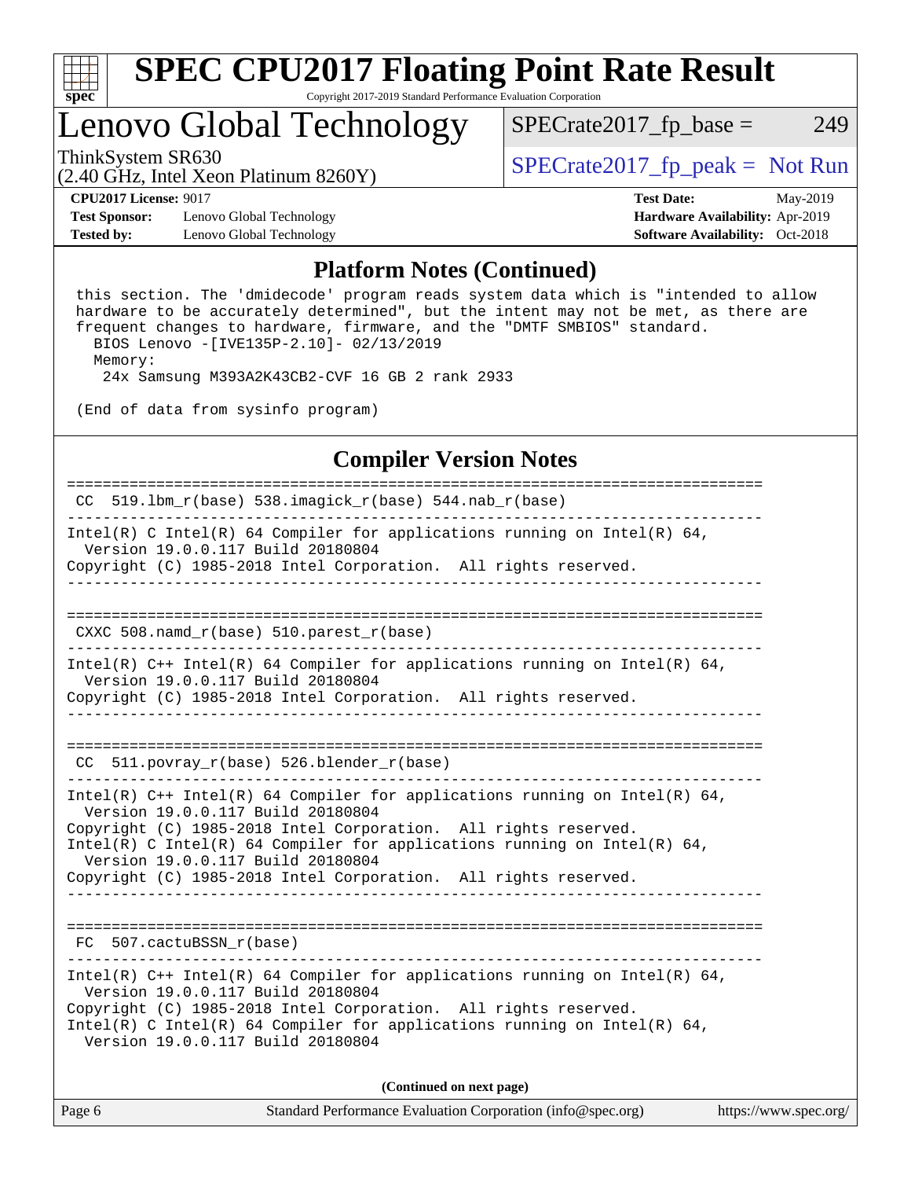# SPEC CPU2017 Floating Point Rate Result

Copyright 2017-2019 Standard Performance Evaluation Corporation

## Lenovo Global Technology

ThinkSystem SR630
(2.40 GHz, Intel Xeon Platinum 8260Y)

SPECrate2017_fp_base = 249

SPECrate2017_fp_peak = Not Run

**CPU2017 License:** 9017
**Test Sponsor:** Lenovo Global Technology
**Tested by:** Lenovo Global Technology

**Test Date:** May-2019
**Hardware Availability:** Apr-2019
**Software Availability:** Oct-2018

## Platform Notes (Continued)

```
 this section. The 'dmidecode' program reads system data which is "intended to allow
 hardware to be accurately determined", but the intent may not be met, as there are
 frequent changes to hardware, firmware, and the "DMTF SMBIOS" standard.
   BIOS Lenovo -[IVE135P-2.10]- 02/13/2019
   Memory:
    24x Samsung M393A2K43CB2-CVF 16 GB 2 rank 2933

 (End of data from sysinfo program)
```

## Compiler Version Notes

```
==============================================================================
 CC  519.lbm_r(base) 538.imagick_r(base) 544.nab_r(base)
------------------------------------------------------------------------------
Intel(R) C Intel(R) 64 Compiler for applications running on Intel(R) 64,
  Version 19.0.0.117 Build 20180804
Copyright (C) 1985-2018 Intel Corporation.  All rights reserved.
------------------------------------------------------------------------------

==============================================================================
 CXXC 508.namd_r(base) 510.parest_r(base)
------------------------------------------------------------------------------
Intel(R) C++ Intel(R) 64 Compiler for applications running on Intel(R) 64,
  Version 19.0.0.117 Build 20180804
Copyright (C) 1985-2018 Intel Corporation.  All rights reserved.
------------------------------------------------------------------------------

==============================================================================
 CC  511.povray_r(base) 526.blender_r(base)
------------------------------------------------------------------------------
Intel(R) C++ Intel(R) 64 Compiler for applications running on Intel(R) 64,
  Version 19.0.0.117 Build 20180804
Copyright (C) 1985-2018 Intel Corporation.  All rights reserved.
Intel(R) C Intel(R) 64 Compiler for applications running on Intel(R) 64,
  Version 19.0.0.117 Build 20180804
Copyright (C) 1985-2018 Intel Corporation.  All rights reserved.
------------------------------------------------------------------------------

==============================================================================
 FC  507.cactuBSSN_r(base)
------------------------------------------------------------------------------
Intel(R) C++ Intel(R) 64 Compiler for applications running on Intel(R) 64,
  Version 19.0.0.117 Build 20180804
Copyright (C) 1985-2018 Intel Corporation.  All rights reserved.
Intel(R) C Intel(R) 64 Compiler for applications running on Intel(R) 64,
  Version 19.0.0.117 Build 20180804
```

**(Continued on next page)**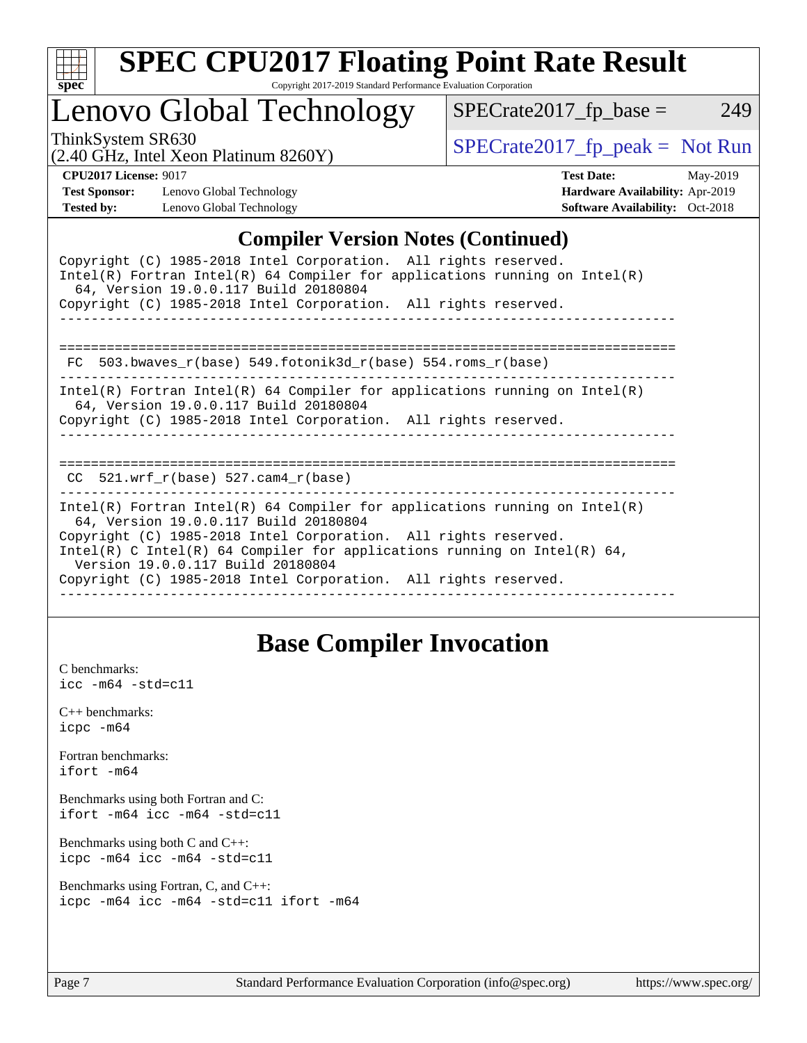## Compiler Version Notes (Continued)

```
Copyright (C) 1985-2018 Intel Corporation.  All rights reserved.
Intel(R) Fortran Intel(R) 64 Compiler for applications running on Intel(R)
  64, Version 19.0.0.117 Build 20180804
Copyright (C) 1985-2018 Intel Corporation.  All rights reserved.
------------------------------------------------------------------------------

==============================================================================
 FC  503.bwaves_r(base) 549.fotonik3d_r(base) 554.roms_r(base)
------------------------------------------------------------------------------
Intel(R) Fortran Intel(R) 64 Compiler for applications running on Intel(R)
  64, Version 19.0.0.117 Build 20180804
Copyright (C) 1985-2018 Intel Corporation.  All rights reserved.
------------------------------------------------------------------------------

==============================================================================
 CC  521.wrf_r(base) 527.cam4_r(base)
------------------------------------------------------------------------------
Intel(R) Fortran Intel(R) 64 Compiler for applications running on Intel(R)
  64, Version 19.0.0.117 Build 20180804
Copyright (C) 1985-2018 Intel Corporation.  All rights reserved.
Intel(R) C Intel(R) 64 Compiler for applications running on Intel(R) 64,
  Version 19.0.0.117 Build 20180804
Copyright (C) 1985-2018 Intel Corporation.  All rights reserved.
------------------------------------------------------------------------------
```

## Base Compiler Invocation

C benchmarks:
`icc -m64 -std=c11`

C++ benchmarks:
`icpc -m64`

Fortran benchmarks:
`ifort -m64`

Benchmarks using both Fortran and C:
`ifort -m64 icc -m64 -std=c11`

Benchmarks using both C and C++:
`icpc -m64 icc -m64 -std=c11`

Benchmarks using Fortran, C, and C++:
`icpc -m64 icc -m64 -std=c11 ifort -m64`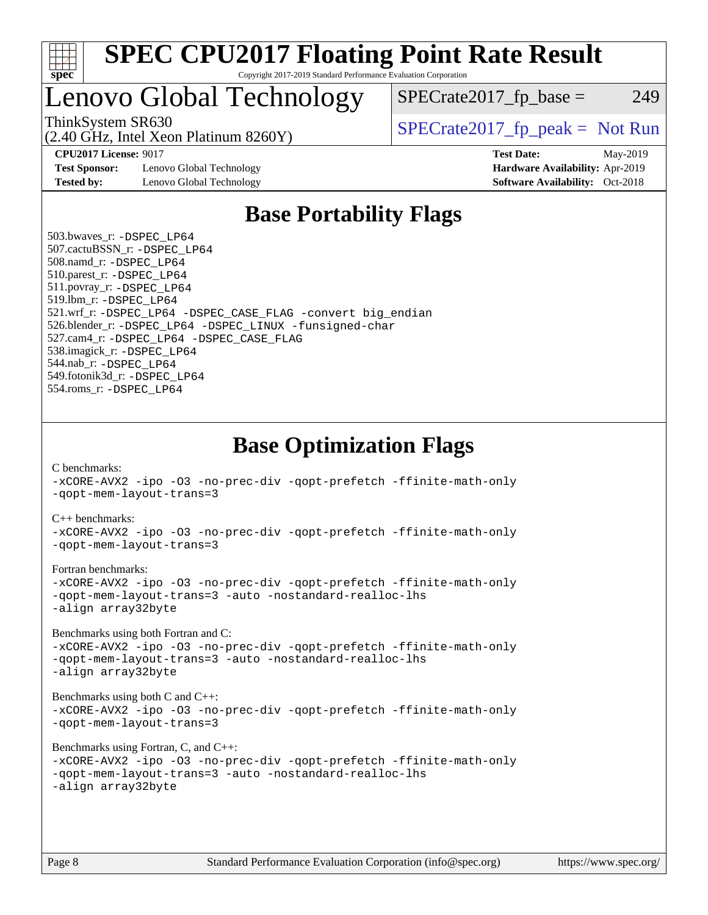# SPEC CPU2017 Floating Point Rate Result

Copyright 2017-2019 Standard Performance Evaluation Corporation

## Lenovo Global Technology

ThinkSystem SR630
(2.40 GHz, Intel Xeon Platinum 8260Y)

SPECrate2017_fp_base = 249

SPECrate2017_fp_peak = Not Run

**CPU2017 License:** 9017
**Test Sponsor:** Lenovo Global Technology
**Tested by:** Lenovo Global Technology

**Test Date:** May-2019
**Hardware Availability:** Apr-2019
**Software Availability:** Oct-2018

## Base Portability Flags

503.bwaves_r: -DSPEC_LP64
507.cactuBSSN_r: -DSPEC_LP64
508.namd_r: -DSPEC_LP64
510.parest_r: -DSPEC_LP64
511.povray_r: -DSPEC_LP64
519.lbm_r: -DSPEC_LP64
521.wrf_r: -DSPEC_LP64 -DSPEC_CASE_FLAG -convert big_endian
526.blender_r: -DSPEC_LP64 -DSPEC_LINUX -funsigned-char
527.cam4_r: -DSPEC_LP64 -DSPEC_CASE_FLAG
538.imagick_r: -DSPEC_LP64
544.nab_r: -DSPEC_LP64
549.fotonik3d_r: -DSPEC_LP64
554.roms_r: -DSPEC_LP64

## Base Optimization Flags

C benchmarks:
-xCORE-AVX2 -ipo -O3 -no-prec-div -qopt-prefetch -ffinite-math-only
-qopt-mem-layout-trans=3

C++ benchmarks:
-xCORE-AVX2 -ipo -O3 -no-prec-div -qopt-prefetch -ffinite-math-only
-qopt-mem-layout-trans=3

Fortran benchmarks:
-xCORE-AVX2 -ipo -O3 -no-prec-div -qopt-prefetch -ffinite-math-only
-qopt-mem-layout-trans=3 -auto -nostandard-realloc-lhs
-align array32byte

Benchmarks using both Fortran and C:
-xCORE-AVX2 -ipo -O3 -no-prec-div -qopt-prefetch -ffinite-math-only
-qopt-mem-layout-trans=3 -auto -nostandard-realloc-lhs
-align array32byte

Benchmarks using both C and C++:
-xCORE-AVX2 -ipo -O3 -no-prec-div -qopt-prefetch -ffinite-math-only
-qopt-mem-layout-trans=3

Benchmarks using Fortran, C, and C++:
-xCORE-AVX2 -ipo -O3 -no-prec-div -qopt-prefetch -ffinite-math-only
-qopt-mem-layout-trans=3 -auto -nostandard-realloc-lhs
-align array32byte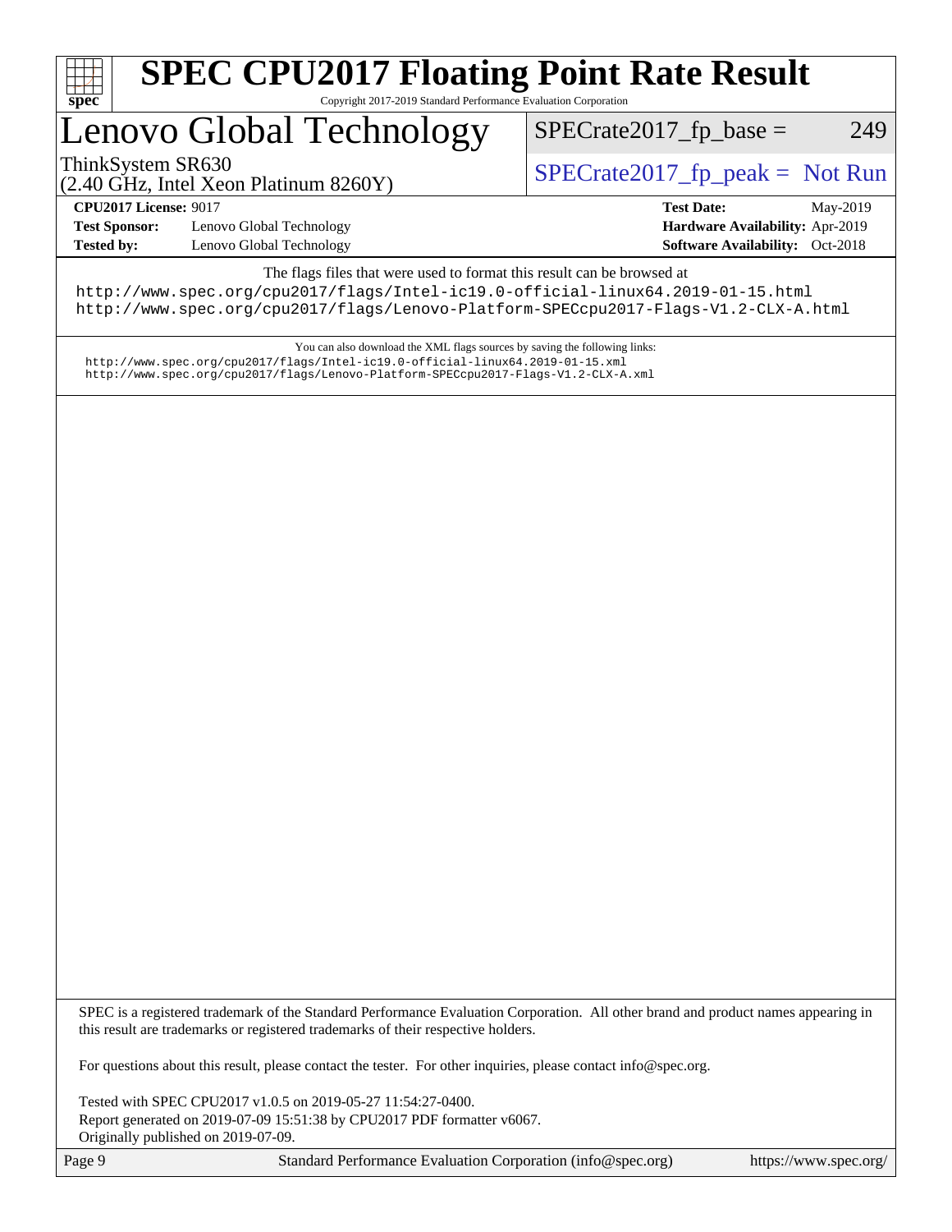The flags files that were used to format this result can be browsed at

http://www.spec.org/cpu2017/flags/Intel-ic19.0-official-linux64.2019-01-15.html
http://www.spec.org/cpu2017/flags/Lenovo-Platform-SPECcpu2017-Flags-V1.2-CLX-A.html

You can also download the XML flags sources by saving the following links:

http://www.spec.org/cpu2017/flags/Intel-ic19.0-official-linux64.2019-01-15.xml
http://www.spec.org/cpu2017/flags/Lenovo-Platform-SPECcpu2017-Flags-V1.2-CLX-A.xml

SPEC is a registered trademark of the Standard Performance Evaluation Corporation. All other brand and product names appearing in this result are trademarks or registered trademarks of their respective holders.

For questions about this result, please contact the tester. For other inquiries, please contact info@spec.org.

Tested with SPEC CPU2017 v1.0.5 on 2019-05-27 11:54:27-0400.
Report generated on 2019-07-09 15:51:38 by CPU2017 PDF formatter v6067.
Originally published on 2019-07-09.